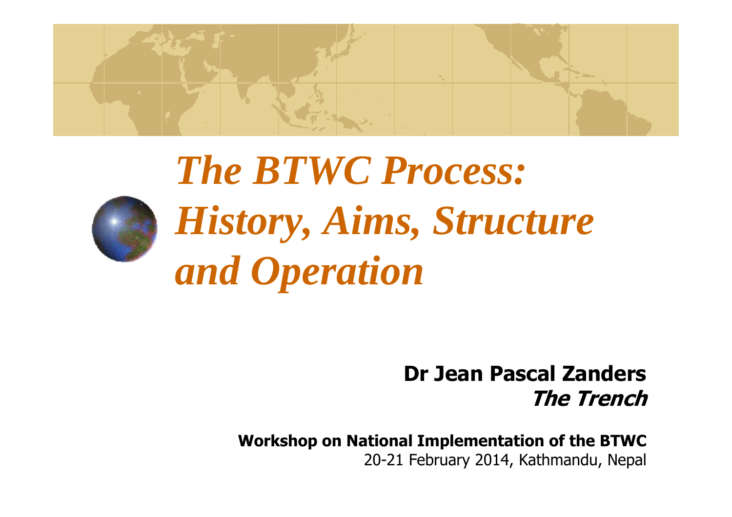# *The BTWC Process: History, Aims, Structure and Operation*

**Dr Jean Pascal Zanders**
***The Trench***

**Workshop on National Implementation of the BTWC**
20-21 February 2014, Kathmandu, Nepal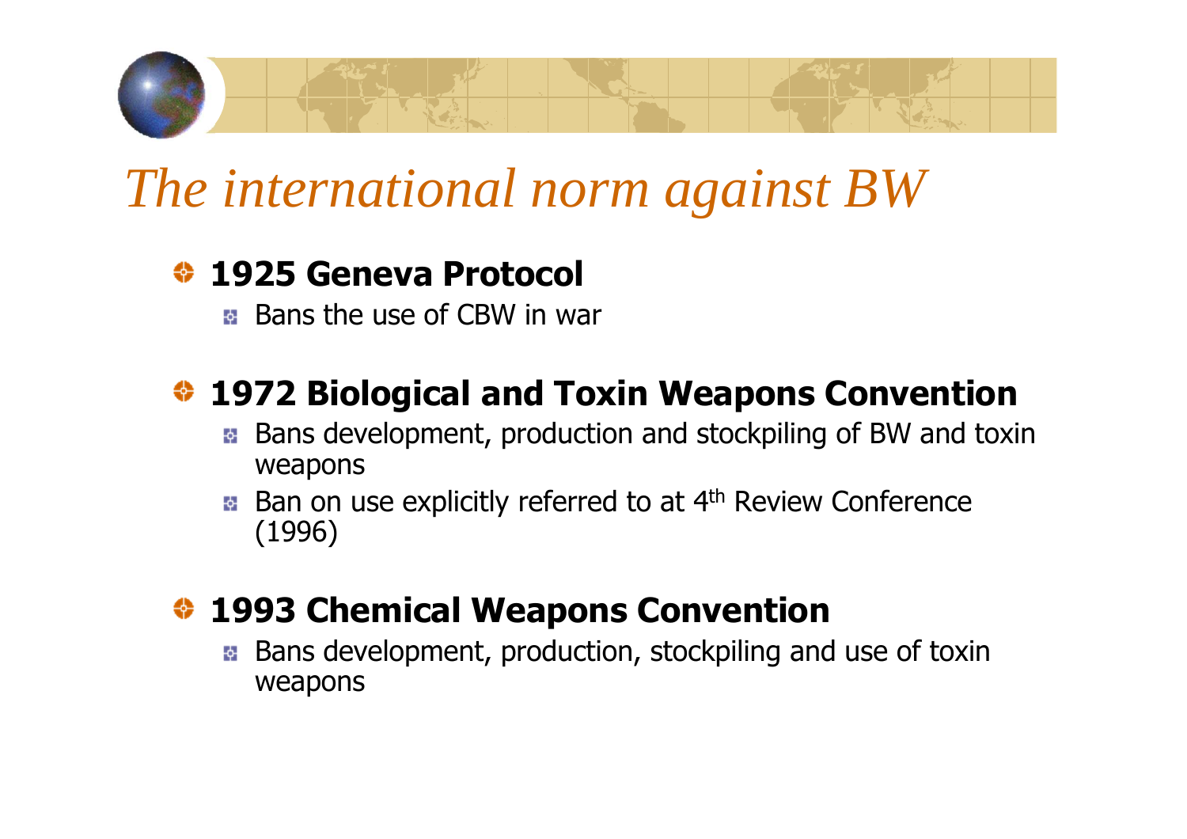# *The international norm against BW*

- **1925 Geneva Protocol**
  - Bans the use of CBW in war
- **1972 Biological and Toxin Weapons Convention**
  - Bans development, production and stockpiling of BW and toxin weapons
  - Ban on use explicitly referred to at 4th Review Conference (1996)
- **1993 Chemical Weapons Convention**
  - Bans development, production, stockpiling and use of toxin weapons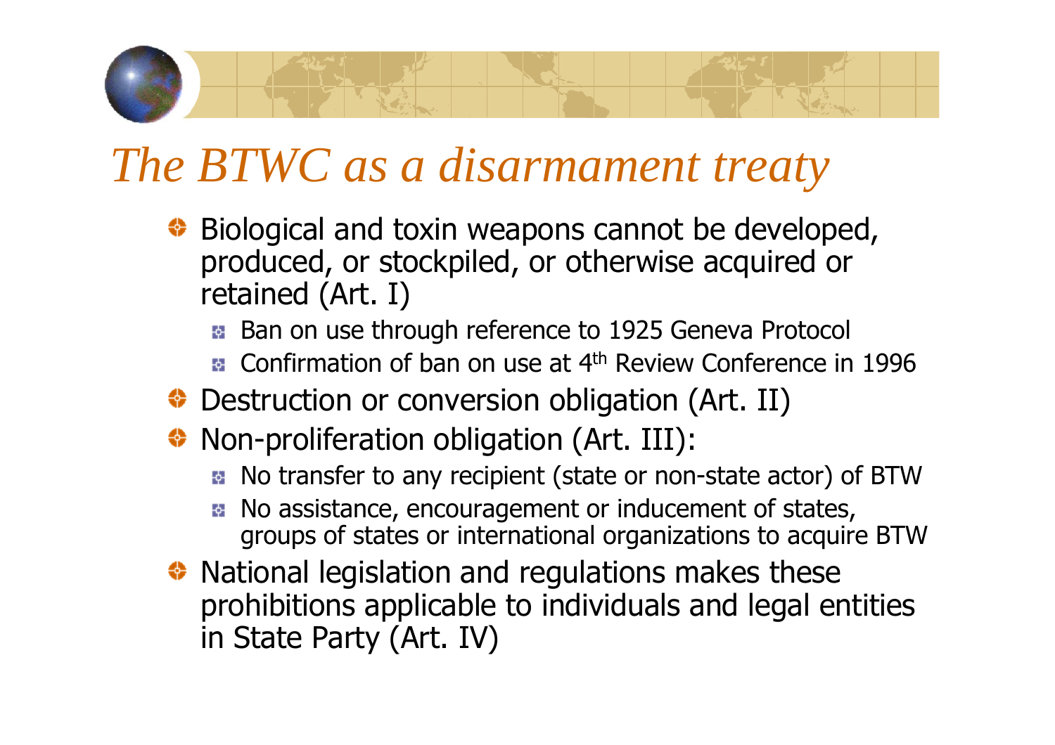# *The BTWC as a disarmament treaty*

- Biological and toxin weapons cannot be developed, produced, or stockpiled, or otherwise acquired or retained (Art. I)
  - Ban on use through reference to 1925 Geneva Protocol
  - Confirmation of ban on use at 4th Review Conference in 1996
- Destruction or conversion obligation (Art. II)
- Non-proliferation obligation (Art. III):
  - No transfer to any recipient (state or non-state actor) of BTW
  - No assistance, encouragement or inducement of states, groups of states or international organizations to acquire BTW
- National legislation and regulations makes these prohibitions applicable to individuals and legal entities in State Party (Art. IV)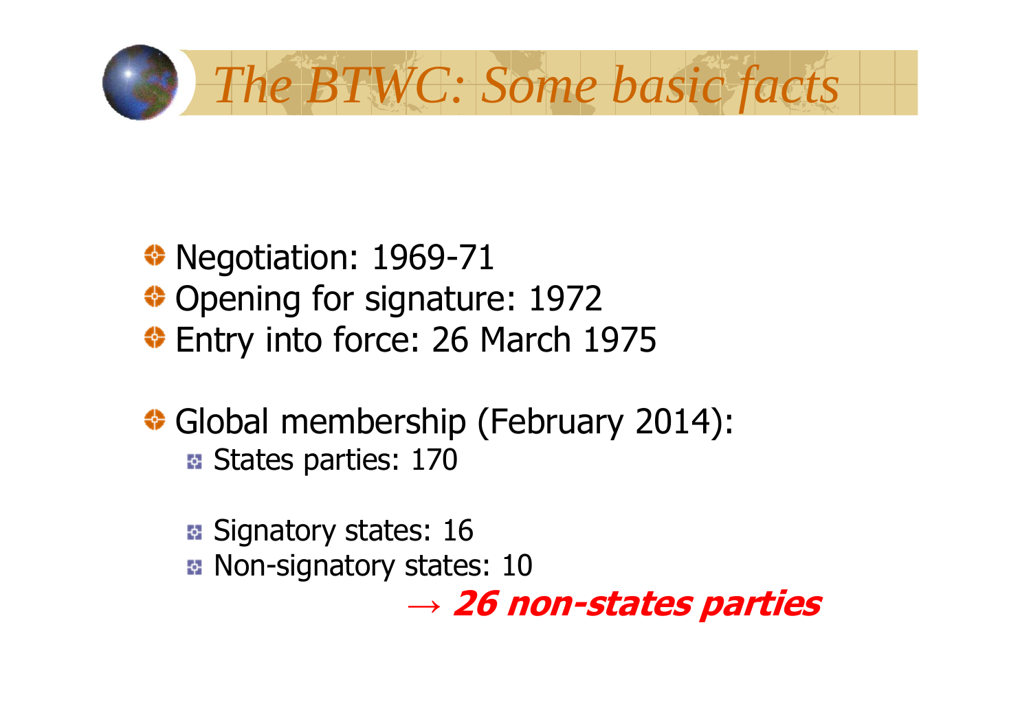# *The BTWC: Some basic facts*

- Negotiation: 1969-71
- Opening for signature: 1972
- Entry into force: 26 March 1975

- Global membership (February 2014):
  - States parties: 170

  - Signatory states: 16
  - Non-signatory states: 10

→ ***26 non-states parties***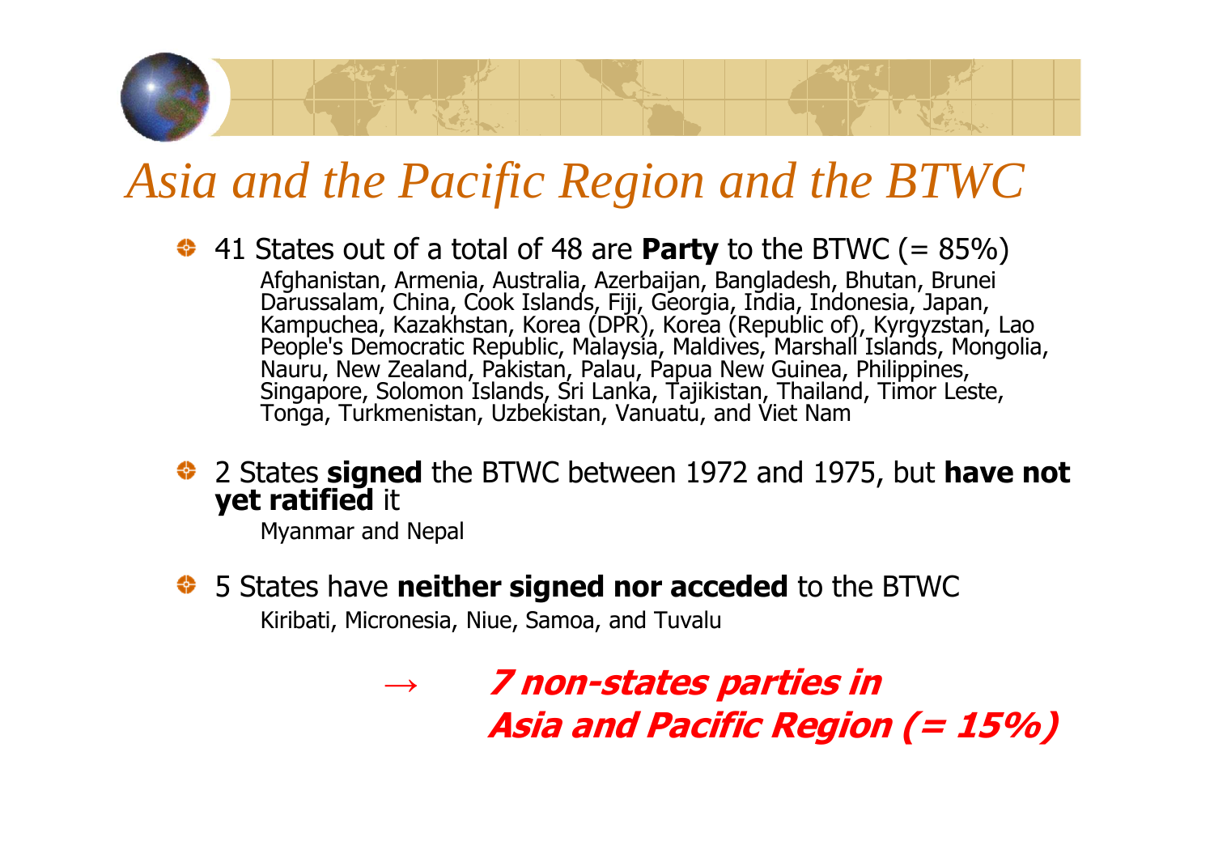# *Asia and the Pacific Region and the BTWC*

- 41 States out of a total of 48 are **Party** to the BTWC (= 85%)

  Afghanistan, Armenia, Australia, Azerbaijan, Bangladesh, Bhutan, Brunei Darussalam, China, Cook Islands, Fiji, Georgia, India, Indonesia, Japan, Kampuchea, Kazakhstan, Korea (DPR), Korea (Republic of), Kyrgyzstan, Lao People's Democratic Republic, Malaysia, Maldives, Marshall Islands, Mongolia, Nauru, New Zealand, Pakistan, Palau, Papua New Guinea, Philippines, Singapore, Solomon Islands, Sri Lanka, Tajikistan, Thailand, Timor Leste, Tonga, Turkmenistan, Uzbekistan, Vanuatu, and Viet Nam

- 2 States **signed** the BTWC between 1972 and 1975, but **have not yet ratified** it

  Myanmar and Nepal

- 5 States have **neither signed nor acceded** to the BTWC

  Kiribati, Micronesia, Niue, Samoa, and Tuvalu

→ ***7 non-states parties in Asia and Pacific Region (= 15%)***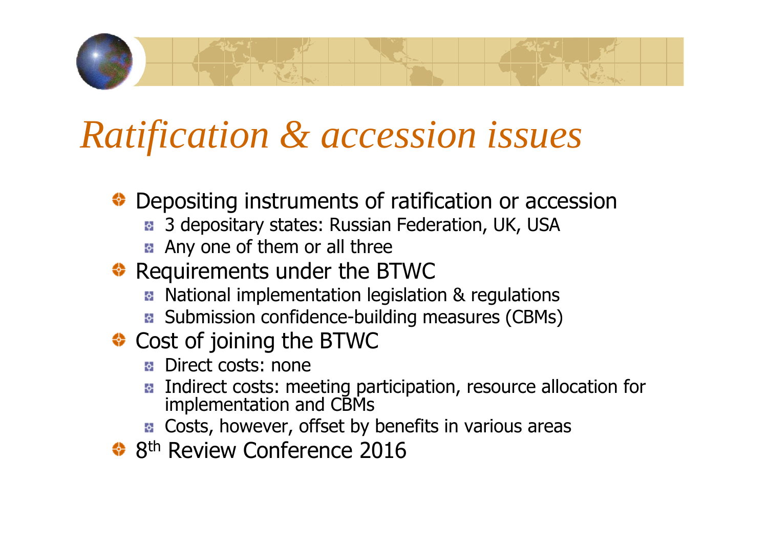# *Ratification & accession issues*

- Depositing instruments of ratification or accession
  - 3 depositary states: Russian Federation, UK, USA
  - Any one of them or all three
- Requirements under the BTWC
  - National implementation legislation & regulations
  - Submission confidence-building measures (CBMs)
- Cost of joining the BTWC
  - Direct costs: none
  - Indirect costs: meeting participation, resource allocation for implementation and CBMs
  - Costs, however, offset by benefits in various areas
- 8th Review Conference 2016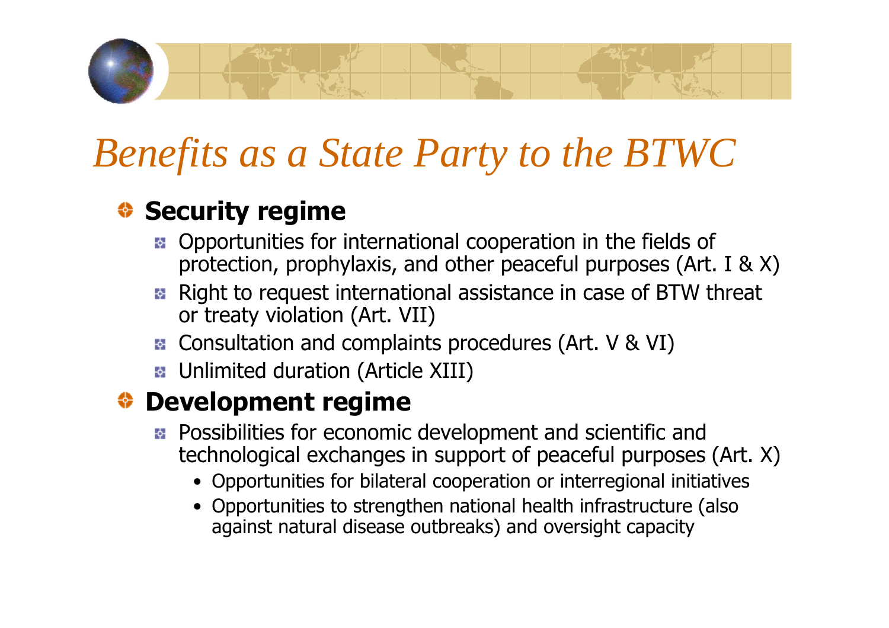# *Benefits as a State Party to the BTWC*

- **Security regime**
  - Opportunities for international cooperation in the fields of protection, prophylaxis, and other peaceful purposes (Art. I & X)
  - Right to request international assistance in case of BTW threat or treaty violation (Art. VII)
  - Consultation and complaints procedures (Art. V & VI)
  - Unlimited duration (Article XIII)
- **Development regime**
  - Possibilities for economic development and scientific and technological exchanges in support of peaceful purposes (Art. X)
    - Opportunities for bilateral cooperation or interregional initiatives
    - Opportunities to strengthen national health infrastructure (also against natural disease outbreaks) and oversight capacity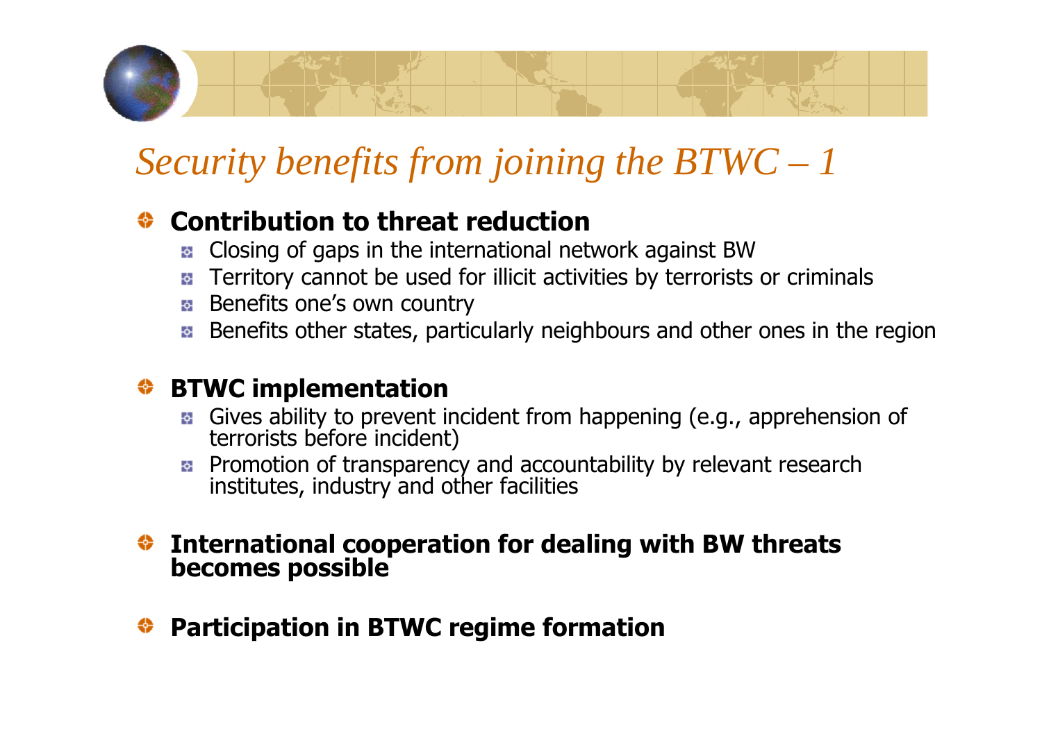# *Security benefits from joining the BTWC – 1*

- **Contribution to threat reduction**
  - Closing of gaps in the international network against BW
  - Territory cannot be used for illicit activities by terrorists or criminals
  - Benefits one's own country
  - Benefits other states, particularly neighbours and other ones in the region

- **BTWC implementation**
  - Gives ability to prevent incident from happening (e.g., apprehension of terrorists before incident)
  - Promotion of transparency and accountability by relevant research institutes, industry and other facilities

- **International cooperation for dealing with BW threats becomes possible**

- **Participation in BTWC regime formation**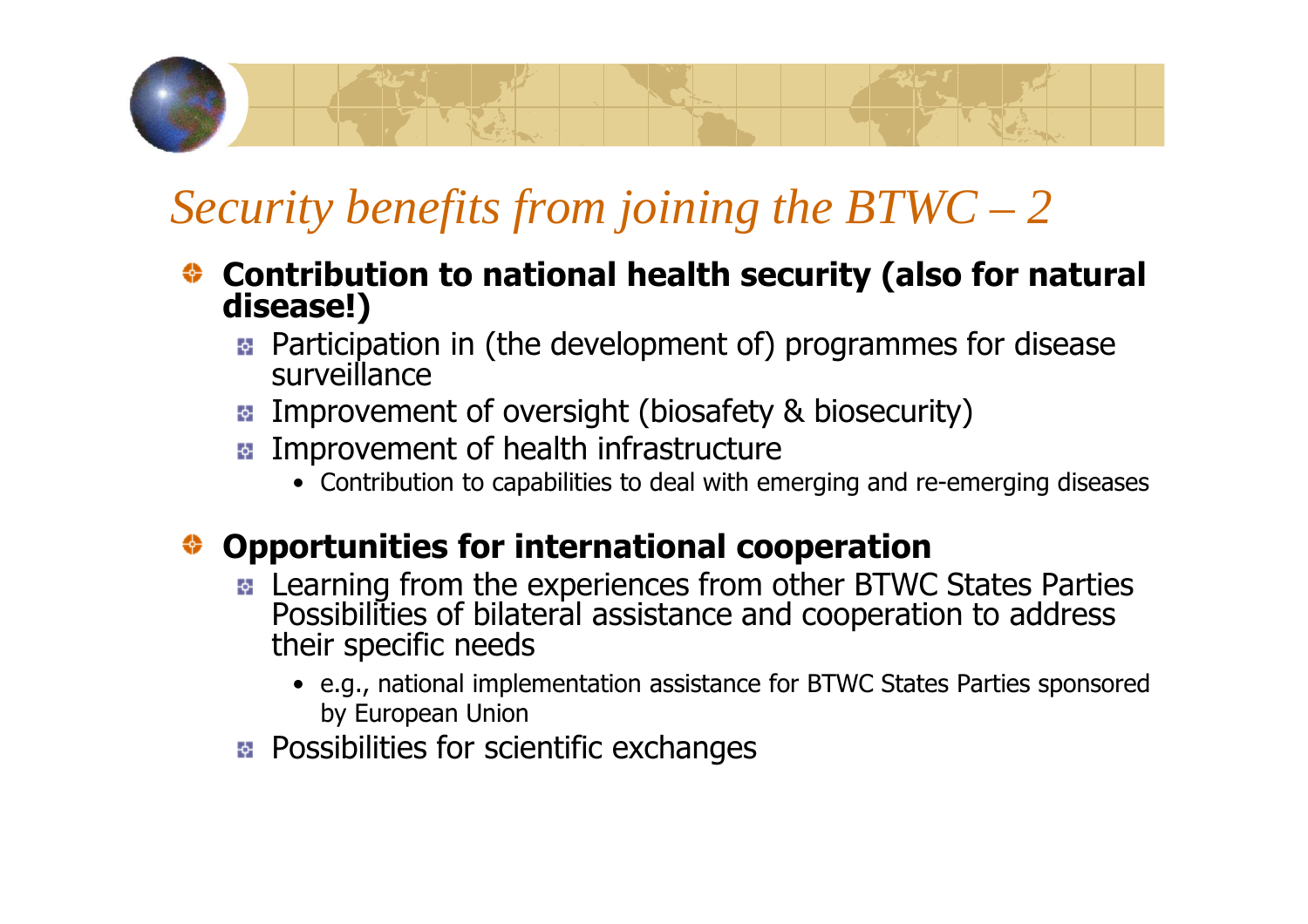# Security benefits from joining the BTWC – 2

- **Contribution to national health security (also for natural disease!)**
  - Participation in (the development of) programmes for disease surveillance
  - Improvement of oversight (biosafety & biosecurity)
  - Improvement of health infrastructure
    - Contribution to capabilities to deal with emerging and re-emerging diseases

- **Opportunities for international cooperation**
  - Learning from the experiences from other BTWC States Parties Possibilities of bilateral assistance and cooperation to address their specific needs
    - e.g., national implementation assistance for BTWC States Parties sponsored by European Union
  - Possibilities for scientific exchanges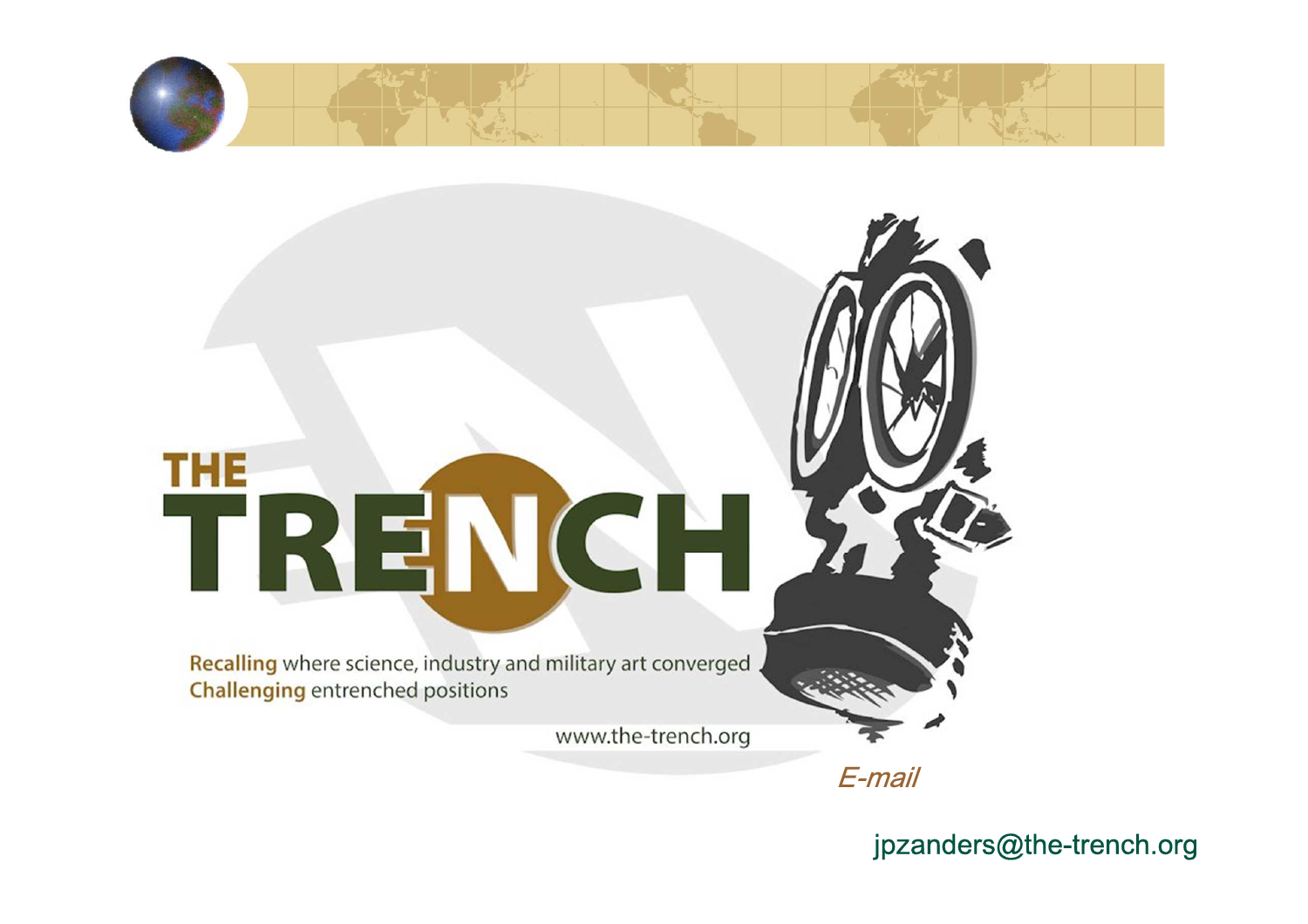# THE TRENCH

**Recalling** where science, industry and military art converged

**Challenging** entrenched positions

www.the-trench.org

*E-mail*

jpzanders@the-trench.org